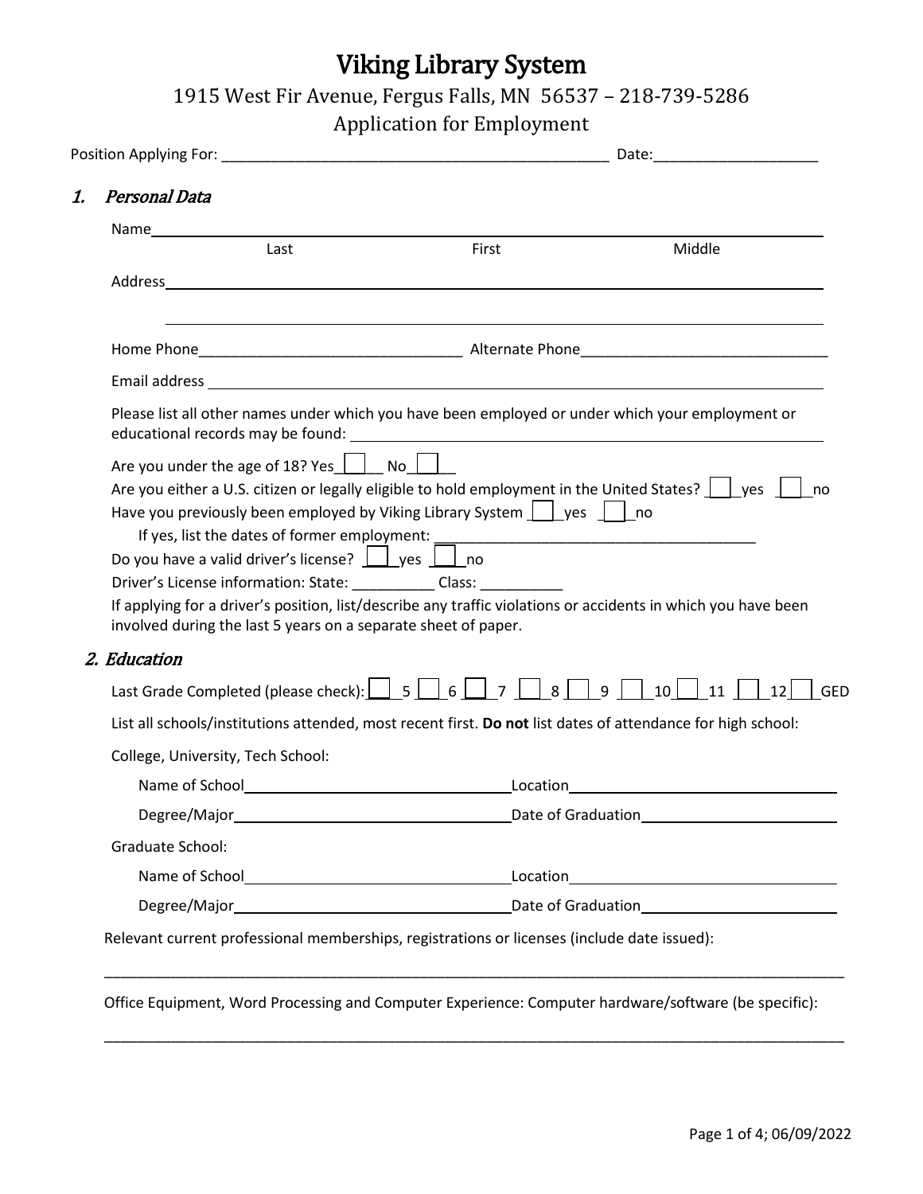# Viking Library System

1915 West Fir Avenue, Fergus Falls, MN 56537 – 218-739-5286

Application for Employment

Position Applying For: ________________________________________________ Date:____________________

## 1. *Personal Data*

Name______________________________________________________________________

Last First Middle

Address____________________________________________________________________

___________________________________________________________________________

Home Phone________________________________ Alternate Phone______________________________

Email address _______________________________________________________________

Please list all other names under which you have been employed or under which your employment or educational records may be found: ____________________________________________

Are you under the age of 18? Yes☐ No☐

Are you either a U.S. citizen or legally eligible to hold employment in the United States? ☐ yes ☐ no

Have you previously been employed by Viking Library System ☐ yes ☐ no

If yes, list the dates of former employment: ________________________________________

Do you have a valid driver's license? ☐ yes ☐ no

Driver's License information: State: __________ Class: __________

If applying for a driver's position, list/describe any traffic violations or accidents in which you have been involved during the last 5 years on a separate sheet of paper.

## 2. *Education*

Last Grade Completed (please check): ☐ 5 ☐ 6 ☐ 7 ☐ 8 ☐ 9 ☐ 10 ☐ 11 ☐ 12 ☐ GED

List all schools/institutions attended, most recent first. **Do not** list dates of attendance for high school:

College, University, Tech School:

Name of School________________________________ Location________________________________

Degree/Major________________________________ Date of Graduation________________________

Graduate School:

Name of School________________________________ Location________________________________

Degree/Major________________________________ Date of Graduation________________________

Relevant current professional memberships, registrations or licenses (include date issued):

_____________________________________________________________________________________

Office Equipment, Word Processing and Computer Experience: Computer hardware/software (be specific):

_____________________________________________________________________________________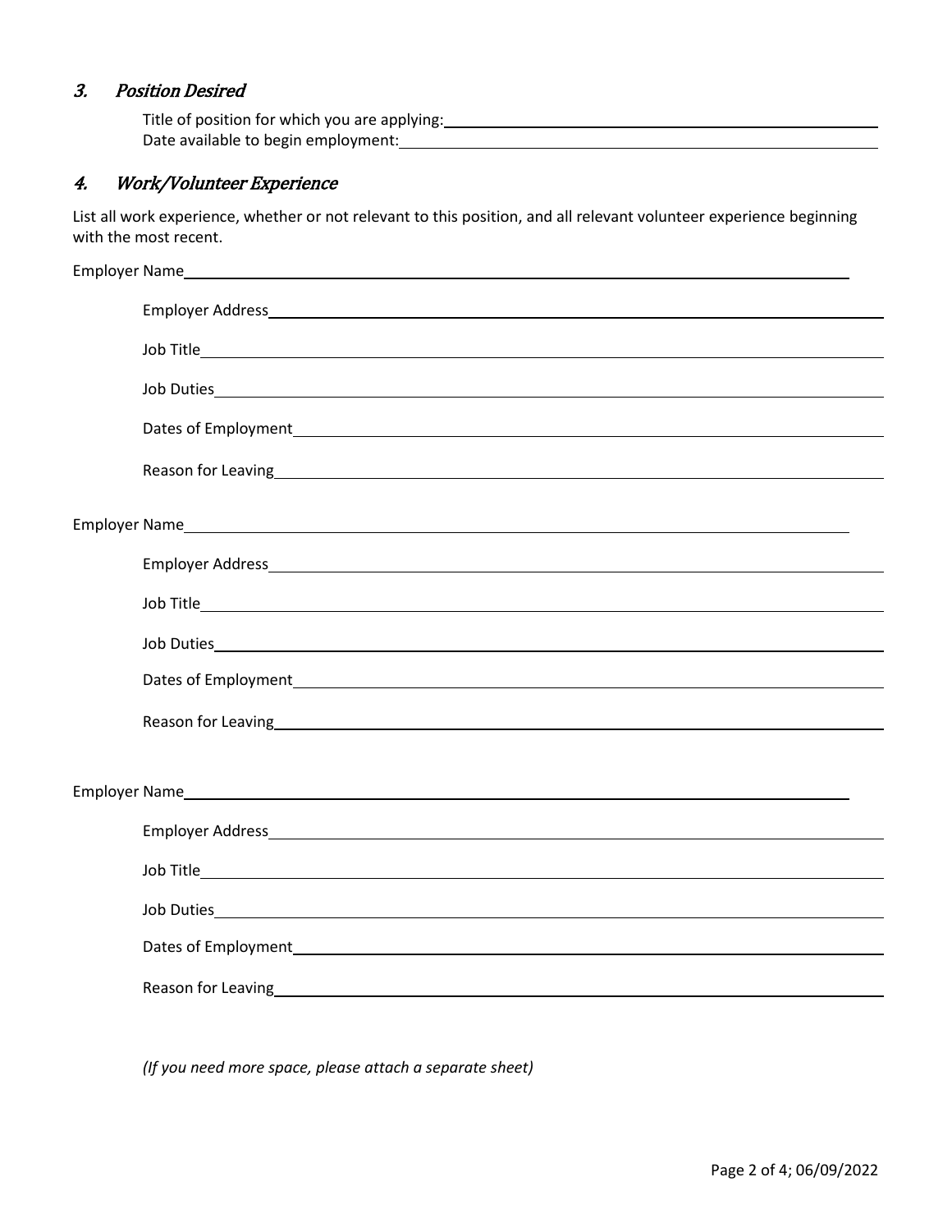## 3. *Position Desired*

Title of position for which you are applying: ______________________________

Date available to begin employment: ______________________________

## 4. *Work/Volunteer Experience*

List all work experience, whether or not relevant to this position, and all relevant volunteer experience beginning with the most recent.

Employer Name ______________________________

Employer Address ______________________________

Job Title ______________________________

Job Duties ______________________________

Dates of Employment ______________________________

Reason for Leaving ______________________________

Employer Name ______________________________

Employer Address ______________________________

Job Title ______________________________

Job Duties ______________________________

Dates of Employment ______________________________

Reason for Leaving ______________________________

Employer Name ______________________________

Employer Address ______________________________

Job Title ______________________________

Job Duties ______________________________

Dates of Employment ______________________________

Reason for Leaving ______________________________

*(If you need more space, please attach a separate sheet)*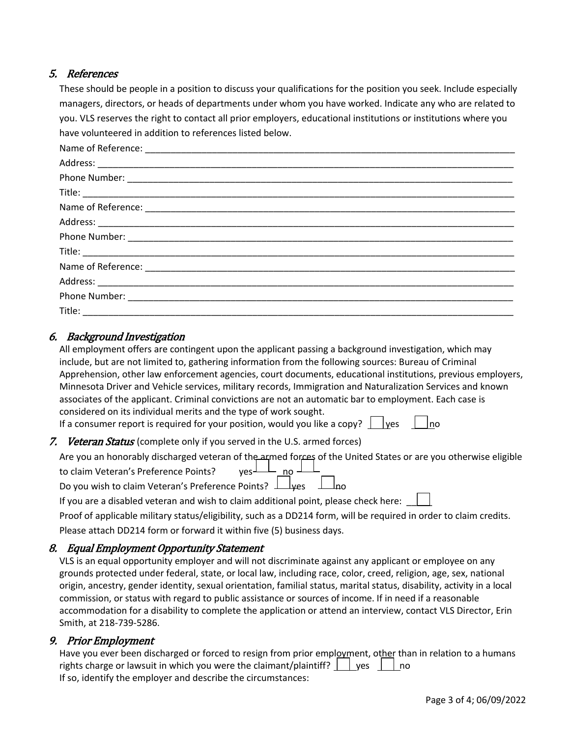## 5. *References*

These should be people in a position to discuss your qualifications for the position you seek. Include especially managers, directors, or heads of departments under whom you have worked. Indicate any who are related to you. VLS reserves the right to contact all prior employers, educational institutions or institutions where you have volunteered in addition to references listed below.

Name of Reference: ___________________________________________________________________________

Address: _________________________________________________________________________________

Phone Number: ____________________________________________________________________________

Title: ___________________________________________________________________________________

Name of Reference: ___________________________________________________________________________

Address: _________________________________________________________________________________

Phone Number: ____________________________________________________________________________

Title: ___________________________________________________________________________________

Name of Reference: ___________________________________________________________________________

Address: _________________________________________________________________________________

Phone Number: ____________________________________________________________________________

Title: ___________________________________________________________________________________

## 6. *Background Investigation*

All employment offers are contingent upon the applicant passing a background investigation, which may include, but are not limited to, gathering information from the following sources: Bureau of Criminal Apprehension, other law enforcement agencies, court documents, educational institutions, previous employers, Minnesota Driver and Vehicle services, military records, Immigration and Naturalization Services and known associates of the applicant. Criminal convictions are not an automatic bar to employment. Each case is considered on its individual merits and the type of work sought.

If a consumer report is required for your position, would you like a copy? ☐ yes ☐ no

## 7. *Veteran Status* (complete only if you served in the U.S. armed forces)

Are you an honorably discharged veteran of the armed forces of the United States or are you otherwise eligible to claim Veteran's Preference Points? yes ☐ no ☐

Do you wish to claim Veteran's Preference Points? ☐ yes ☐ no

If you are a disabled veteran and wish to claim additional point, please check here: ☐

Proof of applicable military status/eligibility, such as a DD214 form, will be required in order to claim credits. Please attach DD214 form or forward it within five (5) business days.

## 8. *Equal Employment Opportunity Statement*

VLS is an equal opportunity employer and will not discriminate against any applicant or employee on any grounds protected under federal, state, or local law, including race, color, creed, religion, age, sex, national origin, ancestry, gender identity, sexual orientation, familial status, marital status, disability, activity in a local commission, or status with regard to public assistance or sources of income. If in need if a reasonable accommodation for a disability to complete the application or attend an interview, contact VLS Director, Erin Smith, at 218-739-5286.

## 9. *Prior Employment*

Have you ever been discharged or forced to resign from prior employment, other than in relation to a humans rights charge or lawsuit in which you were the claimant/plaintiff? ☐ yes ☐ no

If so, identify the employer and describe the circumstances: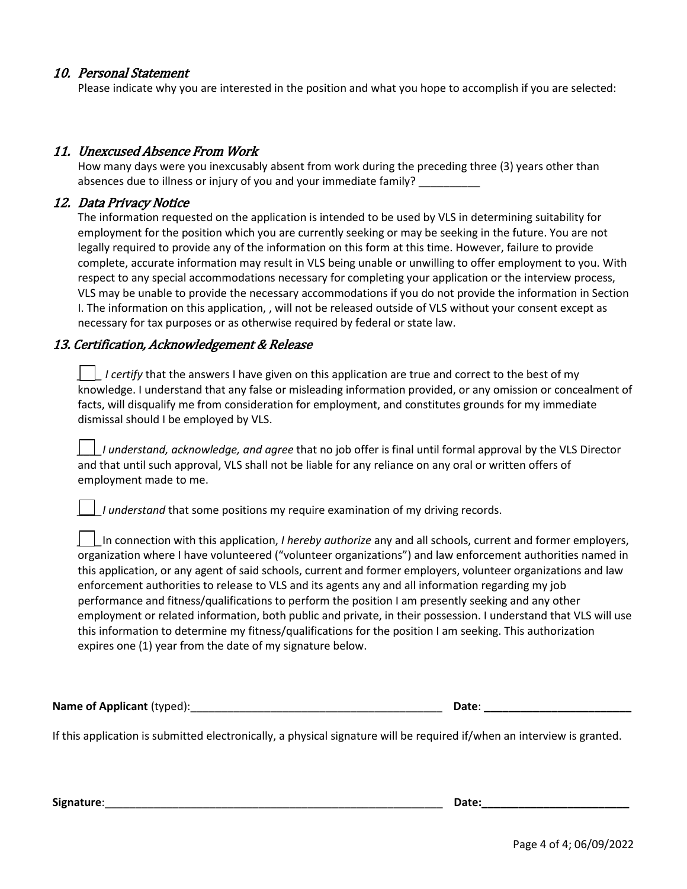## 10. *Personal Statement*

Please indicate why you are interested in the position and what you hope to accomplish if you are selected:

## 11. *Unexcused Absence From Work*

How many days were you inexcusably absent from work during the preceding three (3) years other than absences due to illness or injury of you and your immediate family? __________

## 12. *Data Privacy Notice*

The information requested on the application is intended to be used by VLS in determining suitability for employment for the position which you are currently seeking or may be seeking in the future. You are not legally required to provide any of the information on this form at this time. However, failure to provide complete, accurate information may result in VLS being unable or unwilling to offer employment to you. With respect to any special accommodations necessary for completing your application or the interview process, VLS may be unable to provide the necessary accommodations if you do not provide the information in Section I. The information on this application, , will not be released outside of VLS without your consent except as necessary for tax purposes or as otherwise required by federal or state law.

## 13. *Certification, Acknowledgement & Release*

☐ *I certify* that the answers I have given on this application are true and correct to the best of my knowledge. I understand that any false or misleading information provided, or any omission or concealment of facts, will disqualify me from consideration for employment, and constitutes grounds for my immediate dismissal should I be employed by VLS.

☐ *I understand, acknowledge, and agree* that no job offer is final until formal approval by the VLS Director and that until such approval, VLS shall not be liable for any reliance on any oral or written offers of employment made to me.

☐ *I understand* that some positions my require examination of my driving records.

☐ In connection with this application, *I hereby authorize* any and all schools, current and former employers, organization where I have volunteered ("volunteer organizations") and law enforcement authorities named in this application, or any agent of said schools, current and former employers, volunteer organizations and law enforcement authorities to release to VLS and its agents any and all information regarding my job performance and fitness/qualifications to perform the position I am presently seeking and any other employment or related information, both public and private, in their possession. I understand that VLS will use this information to determine my fitness/qualifications for the position I am seeking. This authorization expires one (1) year from the date of my signature below.

**Name of Applicant** (typed):__________________________________________ **Date**: ________________________

If this application is submitted electronically, a physical signature will be required if/when an interview is granted.

**Signature**:__________________________________________________________ **Date:**________________________